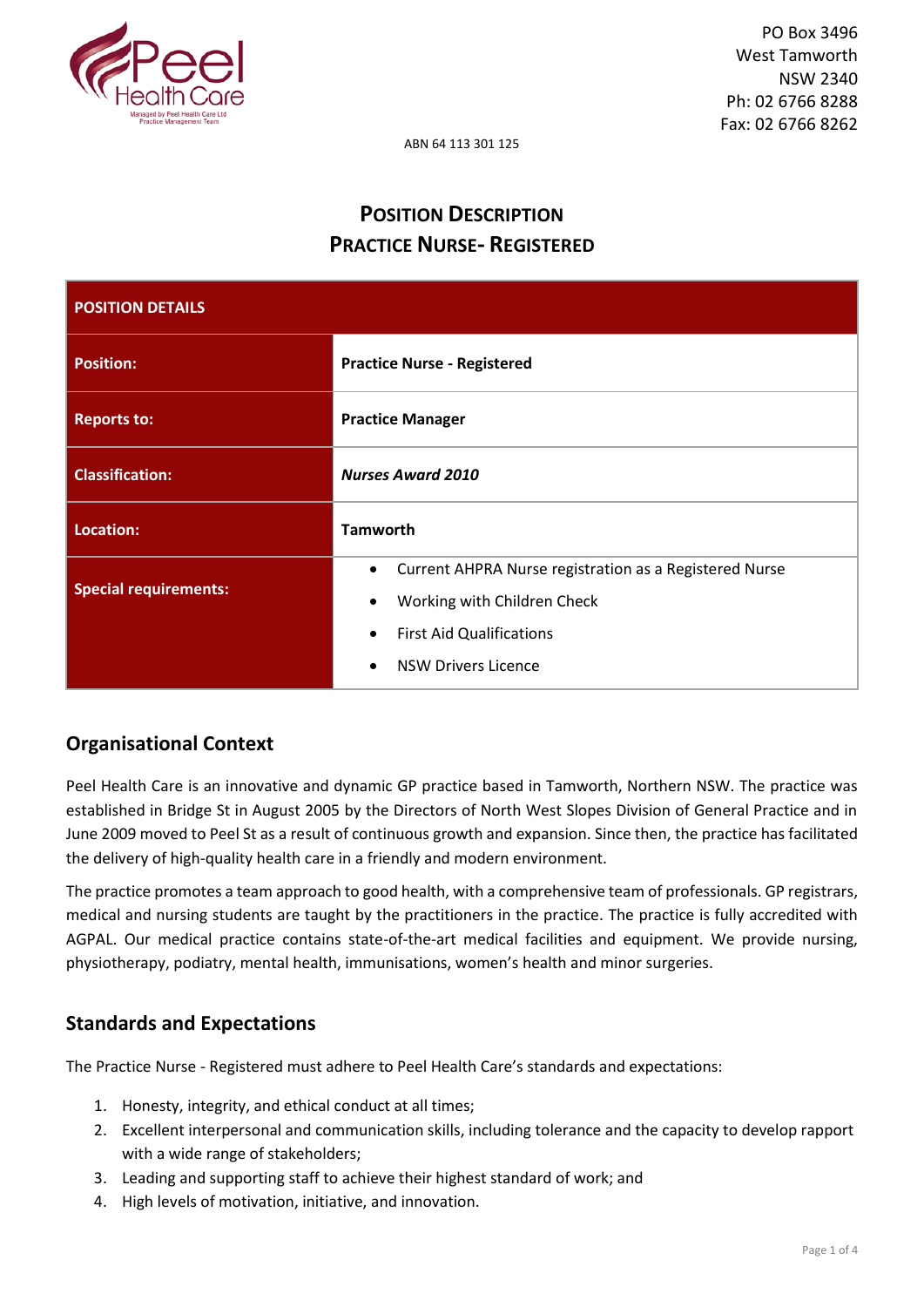PO Box 3496
West Tamworth
NSW 2340
Ph: 02 6766 8288
Fax: 02 6766 8262

ABN 64 113 301 125

# Position Description
# Practice Nurse- Registered

| POSITION DETAILS | |
|---|---|
| **Position:** | **Practice Nurse - Registered** |
| **Reports to:** | **Practice Manager** |
| **Classification:** | ***Nurses Award 2010*** |
| **Location:** | **Tamworth** |
| **Special requirements:** | • Current AHPRA Nurse registration as a Registered Nurse<br>• Working with Children Check<br>• First Aid Qualifications<br>• NSW Drivers Licence |

## Organisational Context

Peel Health Care is an innovative and dynamic GP practice based in Tamworth, Northern NSW. The practice was established in Bridge St in August 2005 by the Directors of North West Slopes Division of General Practice and in June 2009 moved to Peel St as a result of continuous growth and expansion. Since then, the practice has facilitated the delivery of high-quality health care in a friendly and modern environment.

The practice promotes a team approach to good health, with a comprehensive team of professionals. GP registrars, medical and nursing students are taught by the practitioners in the practice. The practice is fully accredited with AGPAL. Our medical practice contains state-of-the-art medical facilities and equipment. We provide nursing, physiotherapy, podiatry, mental health, immunisations, women's health and minor surgeries.

## Standards and Expectations

The Practice Nurse - Registered must adhere to Peel Health Care's standards and expectations:

1. Honesty, integrity, and ethical conduct at all times;
2. Excellent interpersonal and communication skills, including tolerance and the capacity to develop rapport with a wide range of stakeholders;
3. Leading and supporting staff to achieve their highest standard of work; and
4. High levels of motivation, initiative, and innovation.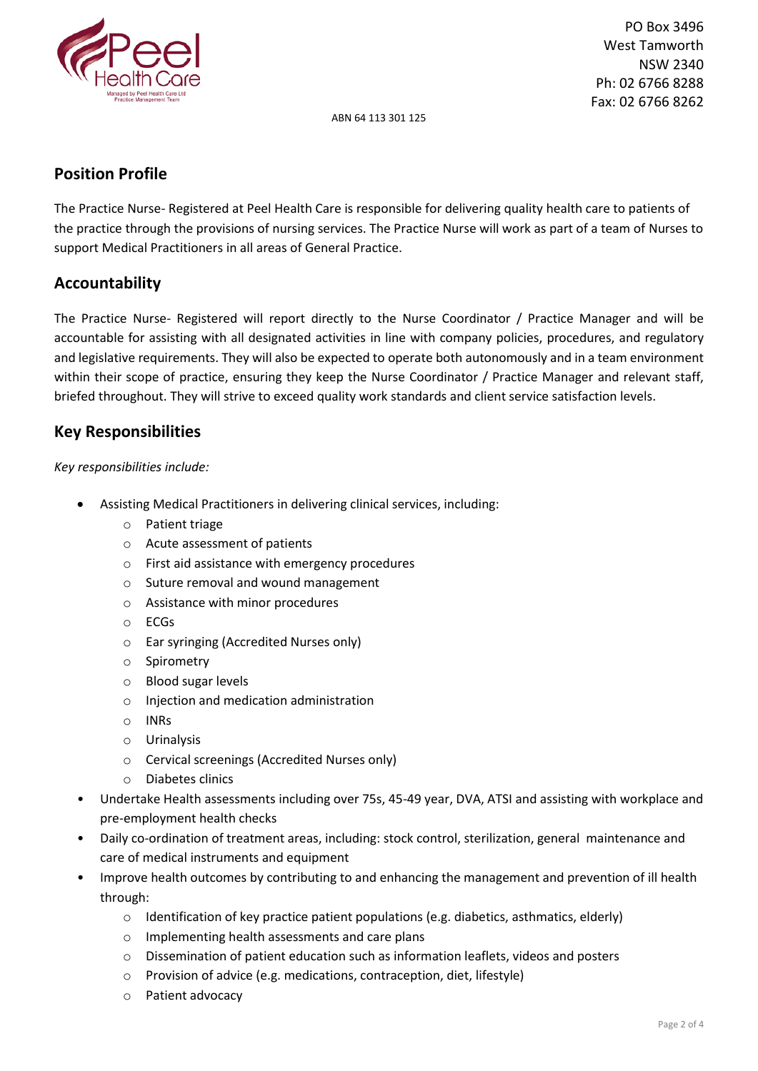PO Box 3496
West Tamworth
NSW 2340
Ph: 02 6766 8288
Fax: 02 6766 8262

ABN 64 113 301 125

## Position Profile

The Practice Nurse- Registered at Peel Health Care is responsible for delivering quality health care to patients of the practice through the provisions of nursing services. The Practice Nurse will work as part of a team of Nurses to support Medical Practitioners in all areas of General Practice.

## Accountability

The Practice Nurse- Registered will report directly to the Nurse Coordinator / Practice Manager and will be accountable for assisting with all designated activities in line with company policies, procedures, and regulatory and legislative requirements. They will also be expected to operate both autonomously and in a team environment within their scope of practice, ensuring they keep the Nurse Coordinator / Practice Manager and relevant staff, briefed throughout. They will strive to exceed quality work standards and client service satisfaction levels.

## Key Responsibilities

*Key responsibilities include:*

- Assisting Medical Practitioners in delivering clinical services, including:
  - Patient triage
  - Acute assessment of patients
  - First aid assistance with emergency procedures
  - Suture removal and wound management
  - Assistance with minor procedures
  - ECGs
  - Ear syringing (Accredited Nurses only)
  - Spirometry
  - Blood sugar levels
  - Injection and medication administration
  - INRs
  - Urinalysis
  - Cervical screenings (Accredited Nurses only)
  - Diabetes clinics
- Undertake Health assessments including over 75s, 45-49 year, DVA, ATSI and assisting with workplace and pre-employment health checks
- Daily co-ordination of treatment areas, including: stock control, sterilization, general maintenance and care of medical instruments and equipment
- Improve health outcomes by contributing to and enhancing the management and prevention of ill health through:
  - Identification of key practice patient populations (e.g. diabetics, asthmatics, elderly)
  - Implementing health assessments and care plans
  - Dissemination of patient education such as information leaflets, videos and posters
  - Provision of advice (e.g. medications, contraception, diet, lifestyle)
  - Patient advocacy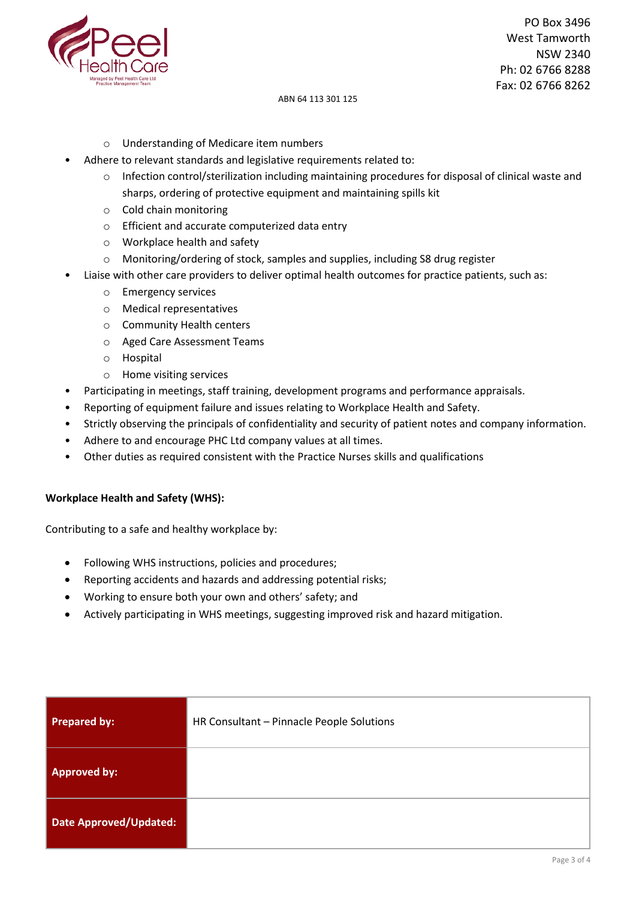- Understanding of Medicare item numbers
- Adhere to relevant standards and legislative requirements related to:
  - Infection control/sterilization including maintaining procedures for disposal of clinical waste and sharps, ordering of protective equipment and maintaining spills kit
  - Cold chain monitoring
  - Efficient and accurate computerized data entry
  - Workplace health and safety
  - Monitoring/ordering of stock, samples and supplies, including S8 drug register
- Liaise with other care providers to deliver optimal health outcomes for practice patients, such as:
  - Emergency services
  - Medical representatives
  - Community Health centers
  - Aged Care Assessment Teams
  - Hospital
  - Home visiting services
- Participating in meetings, staff training, development programs and performance appraisals.
- Reporting of equipment failure and issues relating to Workplace Health and Safety.
- Strictly observing the principals of confidentiality and security of patient notes and company information.
- Adhere to and encourage PHC Ltd company values at all times.
- Other duties as required consistent with the Practice Nurses skills and qualifications

**Workplace Health and Safety (WHS):**

Contributing to a safe and healthy workplace by:

- Following WHS instructions, policies and procedures;
- Reporting accidents and hazards and addressing potential risks;
- Working to ensure both your own and others' safety; and
- Actively participating in WHS meetings, suggesting improved risk and hazard mitigation.

| **Prepared by:** | HR Consultant – Pinnacle People Solutions |
|---|---|
| **Approved by:** | |
| **Date Approved/Updated:** | |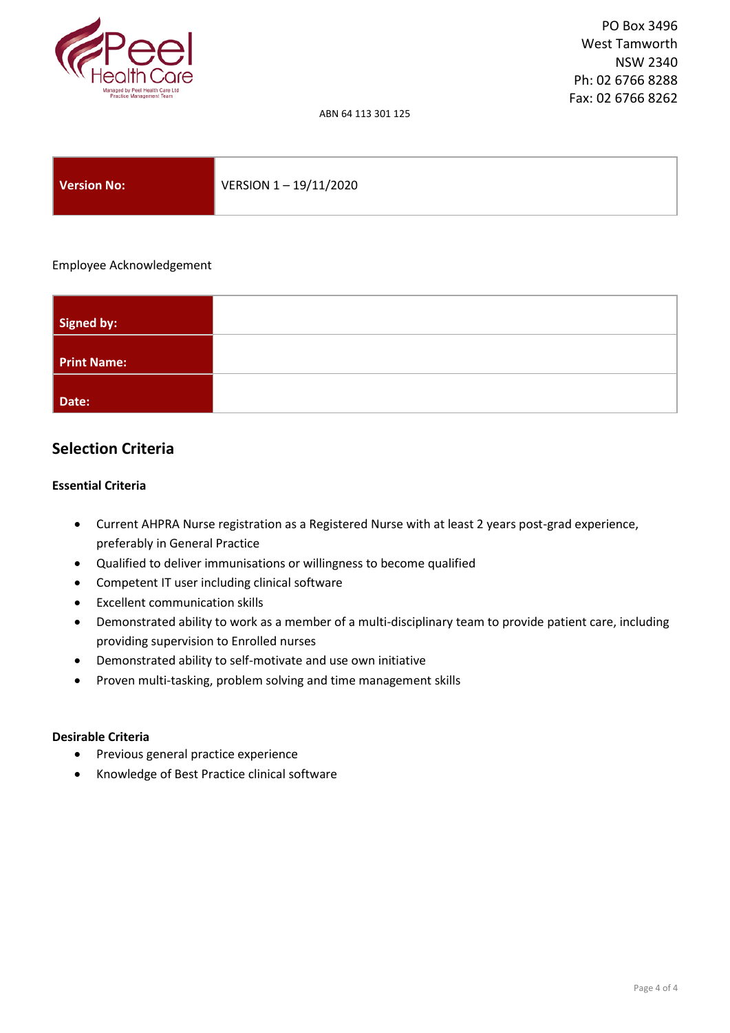PO Box 3496
West Tamworth
NSW 2340
Ph: 02 6766 8288
Fax: 02 6766 8262

ABN 64 113 301 125

| | |
|---|---|
| **Version No:** | VERSION 1 – 19/11/2020 |

Employee Acknowledgement

| | |
|---|---|
| **Signed by:** | |
| **Print Name:** | |
| **Date:** | |

## Selection Criteria

**Essential Criteria**

- Current AHPRA Nurse registration as a Registered Nurse with at least 2 years post-grad experience, preferably in General Practice
- Qualified to deliver immunisations or willingness to become qualified
- Competent IT user including clinical software
- Excellent communication skills
- Demonstrated ability to work as a member of a multi-disciplinary team to provide patient care, including providing supervision to Enrolled nurses
- Demonstrated ability to self-motivate and use own initiative
- Proven multi-tasking, problem solving and time management skills

**Desirable Criteria**

- Previous general practice experience
- Knowledge of Best Practice clinical software